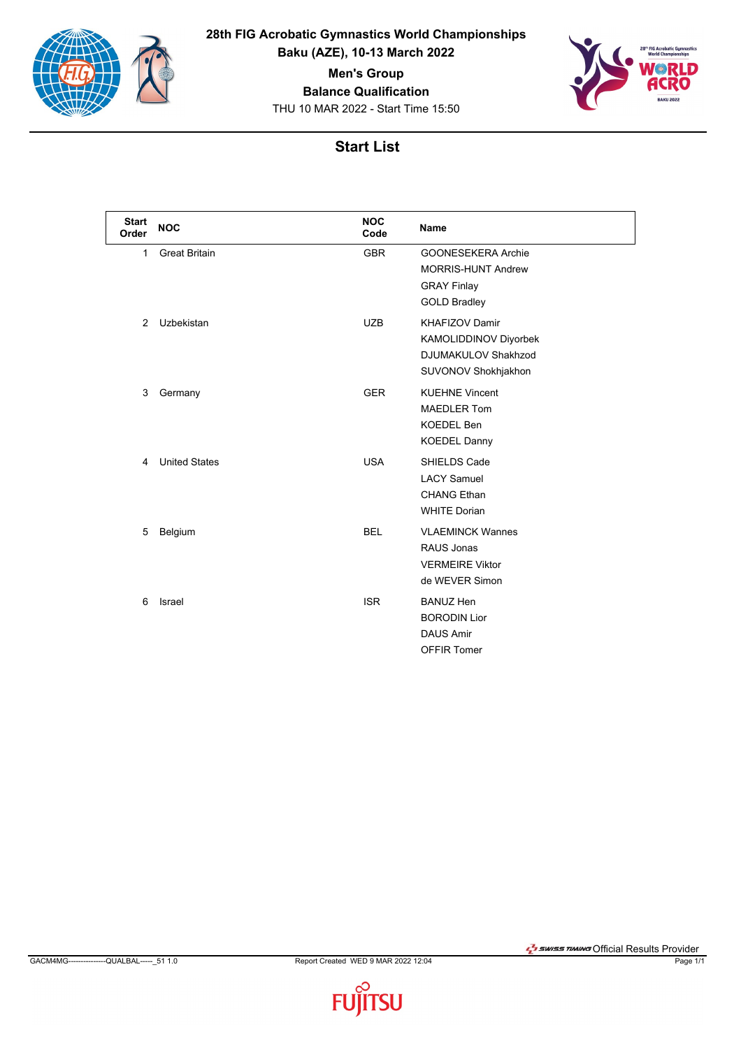# 28th FIG Acrobatic Gymnastics World Championships

**Baku (AZE), 10-13 March 2022**

**Men's Group**

**Balance Qualification**

THU 10 MAR 2022 - Start Time 15:50

## Start List

| Start Order | NOC | NOC Code | Name |
|---|---|---|---|
| 1 | Great Britain | GBR | GOONESEKERA Archie<br>MORRIS-HUNT Andrew<br>GRAY Finlay<br>GOLD Bradley |
| 2 | Uzbekistan | UZB | KHAFIZOV Damir<br>KAMOLIDDINOV Diyorbek<br>DJUMAKULOV Shakhzod<br>SUVONOV Shokhjakhon |
| 3 | Germany | GER | KUEHNE Vincent<br>MAEDLER Tom<br>KOEDEL Ben<br>KOEDEL Danny |
| 4 | United States | USA | SHIELDS Cade<br>LACY Samuel<br>CHANG Ethan<br>WHITE Dorian |
| 5 | Belgium | BEL | VLAEMINCK Wannes<br>RAUS Jonas<br>VERMEIRE Viktor<br>de WEVER Simon |
| 6 | Israel | ISR | BANUZ Hen<br>BORODIN Lior<br>DAUS Amir<br>OFFIR Tomer |

GACM4MG---------------QUALBAL-----_51 1.0 Report Created WED 9 MAR 2022 12:04

SWISS TIMING Official Results Provider

FUJITSU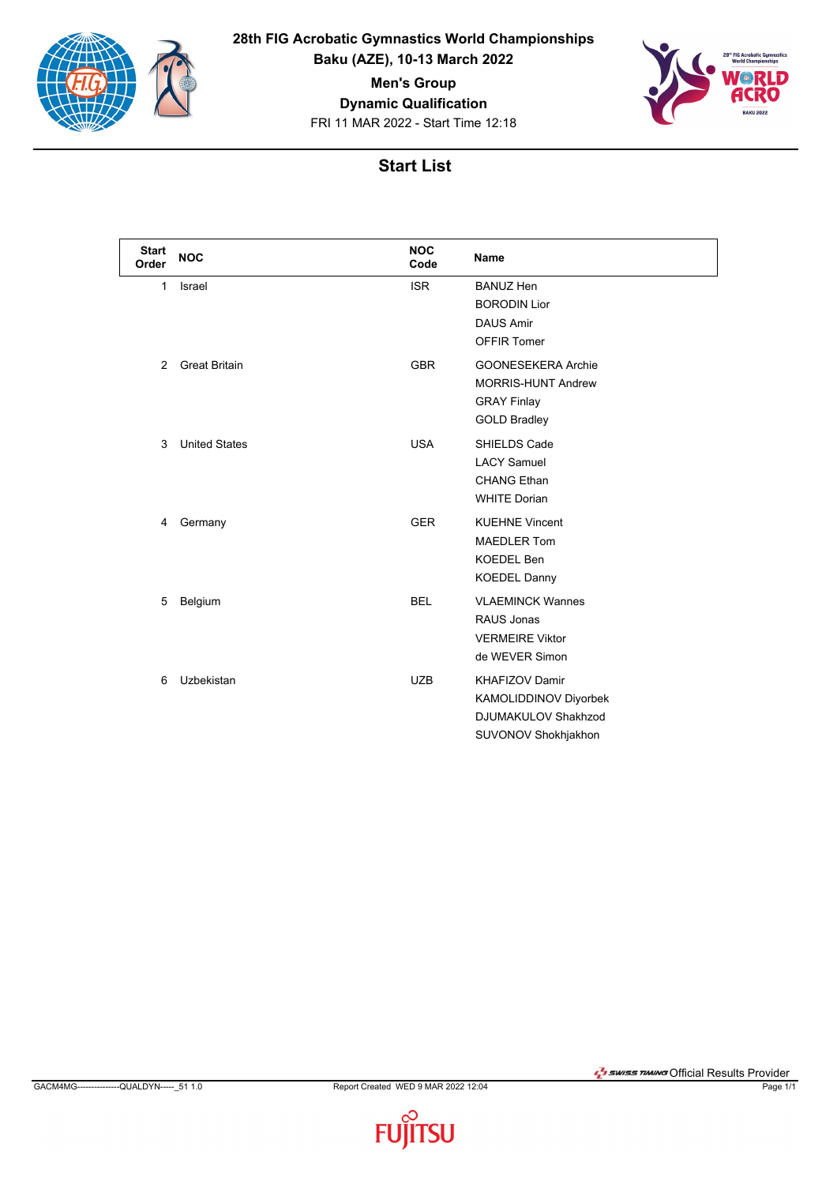# 28th FIG Acrobatic Gymnastics World Championships

**Baku (AZE), 10-13 March 2022**

**Men's Group**

**Dynamic Qualification**

FRI 11 MAR 2022 - Start Time 12:18

## Start List

| Start Order | NOC | NOC Code | Name |
|---|---|---|---|
| 1 | Israel | ISR | BANUZ Hen<br>BORODIN Lior<br>DAUS Amir<br>OFFIR Tomer |
| 2 | Great Britain | GBR | GOONESEKERA Archie<br>MORRIS-HUNT Andrew<br>GRAY Finlay<br>GOLD Bradley |
| 3 | United States | USA | SHIELDS Cade<br>LACY Samuel<br>CHANG Ethan<br>WHITE Dorian |
| 4 | Germany | GER | KUEHNE Vincent<br>MAEDLER Tom<br>KOEDEL Ben<br>KOEDEL Danny |
| 5 | Belgium | BEL | VLAEMINCK Wannes<br>RAUS Jonas<br>VERMEIRE Viktor<br>de WEVER Simon |
| 6 | Uzbekistan | UZB | KHAFIZOV Damir<br>KAMOLIDDINOV Diyorbek<br>DJUMAKULOV Shakhzod<br>SUVONOV Shokhjakhon |

GACM4MG---------------QUALDYN-----_51 1.0 Report Created WED 9 MAR 2022 12:04

Official Results Provider